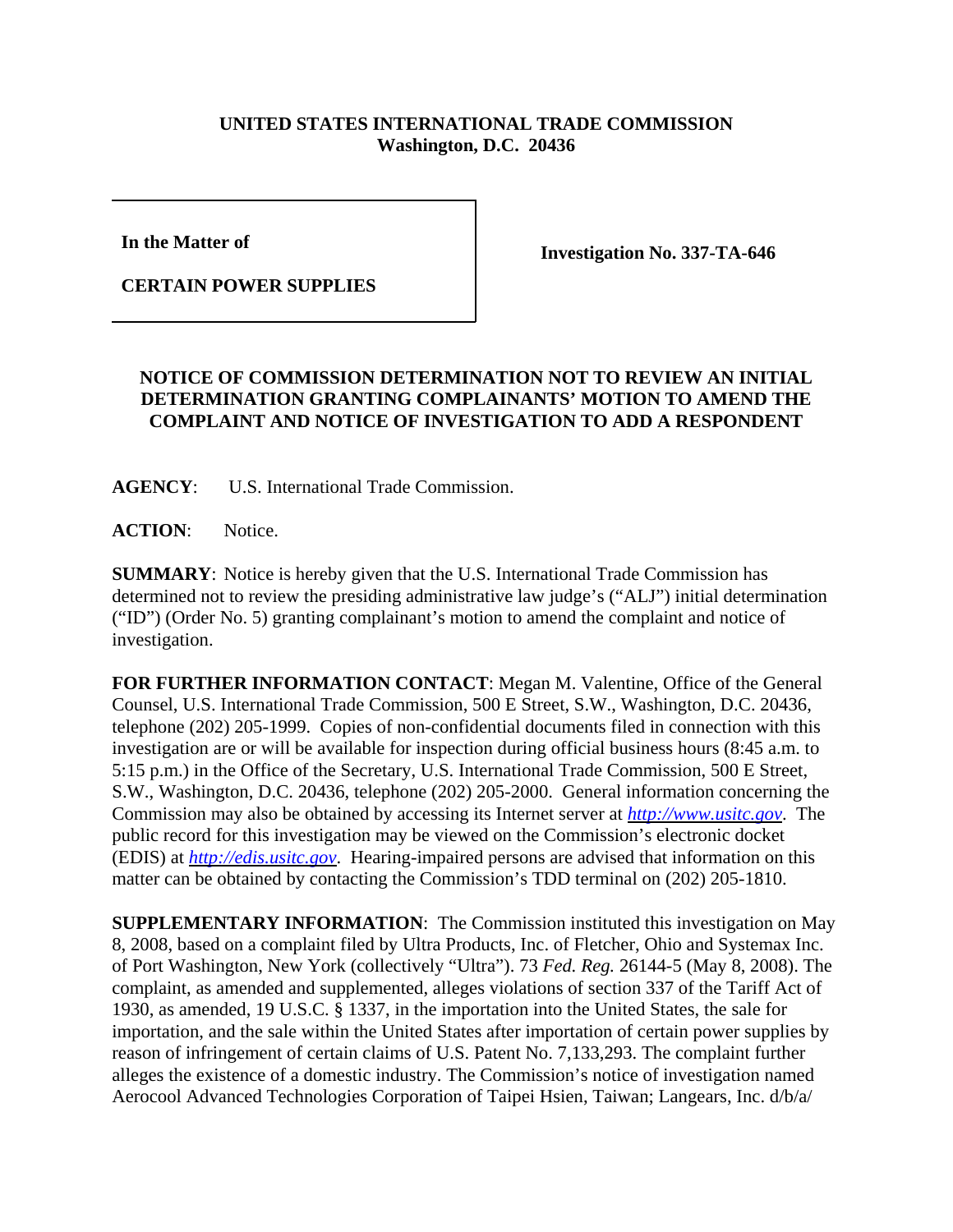**UNITED STATES INTERNATIONAL TRADE COMMISSION**
**Washington, D.C. 20436**

| **In the Matter of**<br><br>**CERTAIN POWER SUPPLIES** | **Investigation No. 337-TA-646** |
|---|---|

**NOTICE OF COMMISSION DETERMINATION NOT TO REVIEW AN INITIAL DETERMINATION GRANTING COMPLAINANTS' MOTION TO AMEND THE COMPLAINT AND NOTICE OF INVESTIGATION TO ADD A RESPONDENT**

**AGENCY**: U.S. International Trade Commission.

**ACTION**: Notice.

**SUMMARY**: Notice is hereby given that the U.S. International Trade Commission has determined not to review the presiding administrative law judge's ("ALJ") initial determination ("ID") (Order No. 5) granting complainant's motion to amend the complaint and notice of investigation.

**FOR FURTHER INFORMATION CONTACT**: Megan M. Valentine, Office of the General Counsel, U.S. International Trade Commission, 500 E Street, S.W., Washington, D.C. 20436, telephone (202) 205-1999. Copies of non-confidential documents filed in connection with this investigation are or will be available for inspection during official business hours (8:45 a.m. to 5:15 p.m.) in the Office of the Secretary, U.S. International Trade Commission, 500 E Street, S.W., Washington, D.C. 20436, telephone (202) 205-2000. General information concerning the Commission may also be obtained by accessing its Internet server at *http://www.usitc.gov*. The public record for this investigation may be viewed on the Commission's electronic docket (EDIS) at *http://edis.usitc.gov*. Hearing-impaired persons are advised that information on this matter can be obtained by contacting the Commission's TDD terminal on (202) 205-1810.

**SUPPLEMENTARY INFORMATION**: The Commission instituted this investigation on May 8, 2008, based on a complaint filed by Ultra Products, Inc. of Fletcher, Ohio and Systemax Inc. of Port Washington, New York (collectively "Ultra"). 73 *Fed. Reg.* 26144-5 (May 8, 2008). The complaint, as amended and supplemented, alleges violations of section 337 of the Tariff Act of 1930, as amended, 19 U.S.C. § 1337, in the importation into the United States, the sale for importation, and the sale within the United States after importation of certain power supplies by reason of infringement of certain claims of U.S. Patent No. 7,133,293. The complaint further alleges the existence of a domestic industry. The Commission's notice of investigation named Aerocool Advanced Technologies Corporation of Taipei Hsien, Taiwan; Langears, Inc. d/b/a/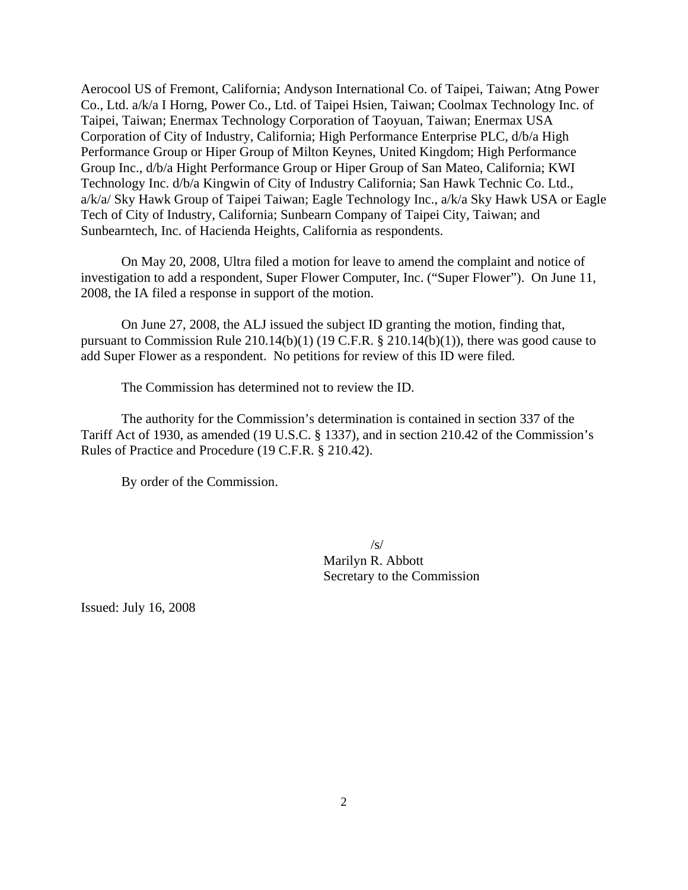Aerocool US of Fremont, California; Andyson International Co. of Taipei, Taiwan; Atng Power Co., Ltd. a/k/a I Horng, Power Co., Ltd. of Taipei Hsien, Taiwan; Coolmax Technology Inc. of Taipei, Taiwan; Enermax Technology Corporation of Taoyuan, Taiwan; Enermax USA Corporation of City of Industry, California; High Performance Enterprise PLC, d/b/a High Performance Group or Hiper Group of Milton Keynes, United Kingdom; High Performance Group Inc., d/b/a Hight Performance Group or Hiper Group of San Mateo, California; KWI Technology Inc. d/b/a Kingwin of City of Industry California; San Hawk Technic Co. Ltd., a/k/a/ Sky Hawk Group of Taipei Taiwan; Eagle Technology Inc., a/k/a Sky Hawk USA or Eagle Tech of City of Industry, California; Sunbearn Company of Taipei City, Taiwan; and Sunbearntech, Inc. of Hacienda Heights, California as respondents.

On May 20, 2008, Ultra filed a motion for leave to amend the complaint and notice of investigation to add a respondent, Super Flower Computer, Inc. ("Super Flower"). On June 11, 2008, the IA filed a response in support of the motion.

On June 27, 2008, the ALJ issued the subject ID granting the motion, finding that, pursuant to Commission Rule 210.14(b)(1) (19 C.F.R. § 210.14(b)(1)), there was good cause to add Super Flower as a respondent. No petitions for review of this ID were filed.

The Commission has determined not to review the ID.

The authority for the Commission's determination is contained in section 337 of the Tariff Act of 1930, as amended (19 U.S.C. § 1337), and in section 210.42 of the Commission's Rules of Practice and Procedure (19 C.F.R. § 210.42).

By order of the Commission.

/s/
Marilyn R. Abbott
Secretary to the Commission

Issued: July 16, 2008